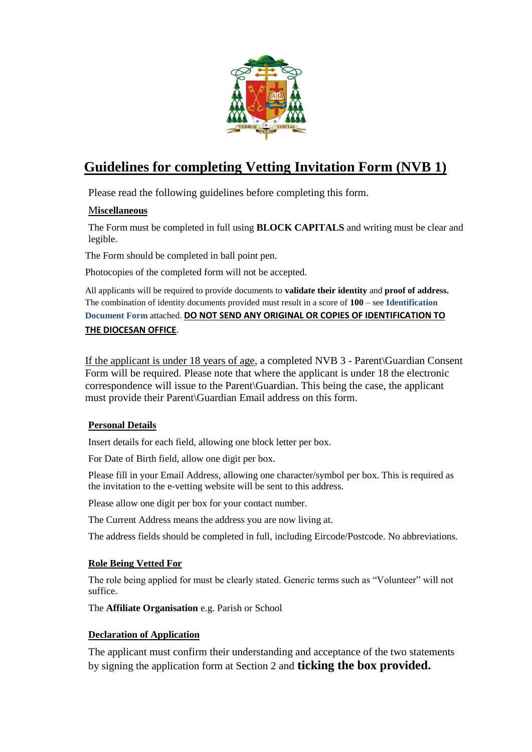# Guidelines for completing Vetting Invitation Form (NVB 1)

Please read the following guidelines before completing this form.

## Miscellaneous

The Form must be completed in full using **BLOCK CAPITALS** and writing must be clear and legible.

The Form should be completed in ball point pen.

Photocopies of the completed form will not be accepted.

All applicants will be required to provide documents to **validate their identity** and **proof of address.** The combination of identity documents provided must result in a score of **100** – see **Identification Document Form** attached. **DO NOT SEND ANY ORIGINAL OR COPIES OF IDENTIFICATION TO THE DIOCESAN OFFICE**.

If the applicant is under 18 years of age, a completed NVB 3 - Parent\Guardian Consent Form will be required. Please note that where the applicant is under 18 the electronic correspondence will issue to the Parent\Guardian. This being the case, the applicant must provide their Parent\Guardian Email address on this form.

## Personal Details

Insert details for each field, allowing one block letter per box.

For Date of Birth field, allow one digit per box.

Please fill in your Email Address, allowing one character/symbol per box. This is required as the invitation to the e-vetting website will be sent to this address.

Please allow one digit per box for your contact number.

The Current Address means the address you are now living at.

The address fields should be completed in full, including Eircode/Postcode. No abbreviations.

## Role Being Vetted For

The role being applied for must be clearly stated. Generic terms such as "Volunteer" will not suffice.

The **Affiliate Organisation** e.g. Parish or School

## Declaration of Application

The applicant must confirm their understanding and acceptance of the two statements by signing the application form at Section 2 and **ticking the box provided.**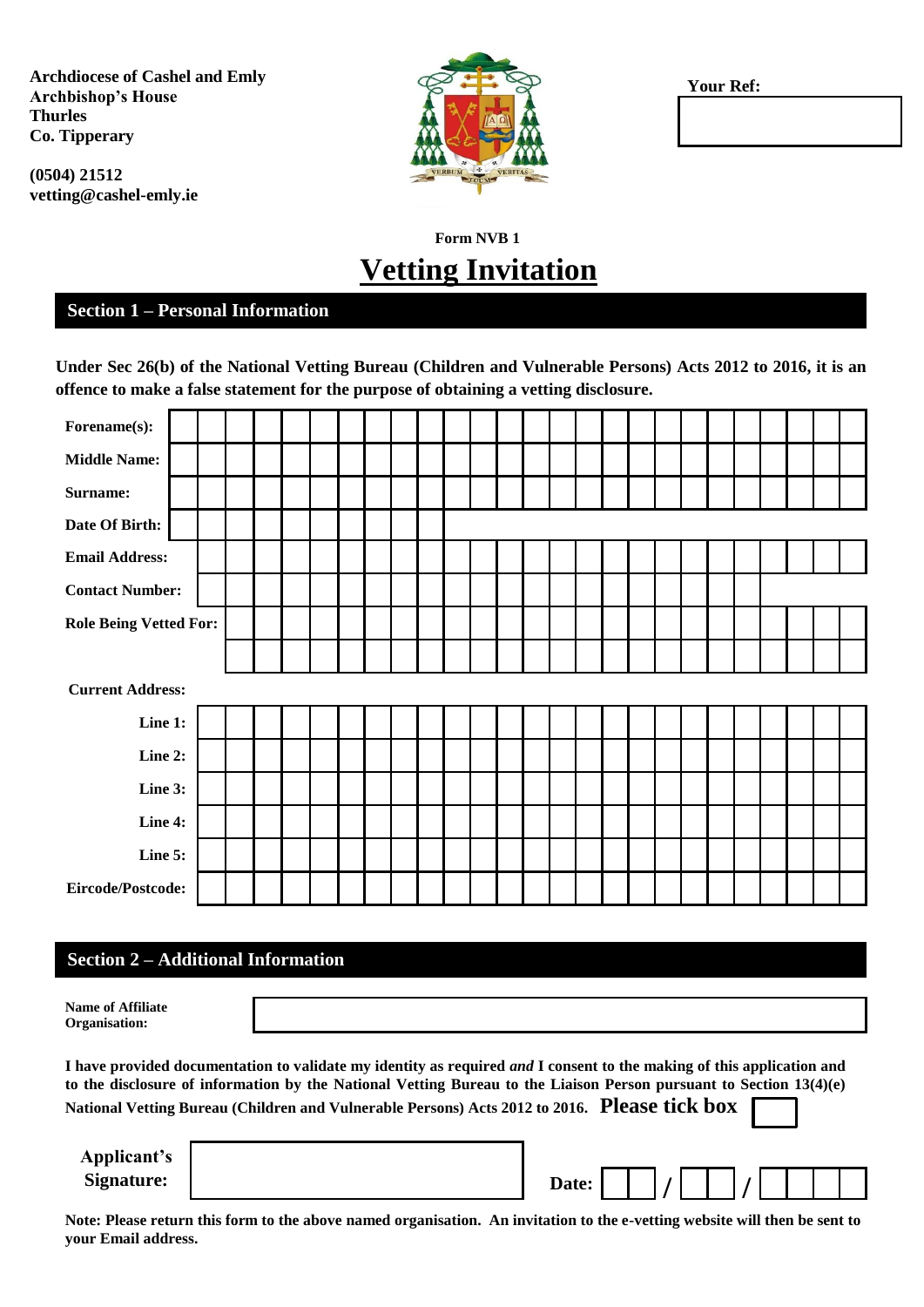**Archdiocese of Cashel and Emly**
**Archbishop's House**
**Thurles**
**Co. Tipperary**

**(0504) 21512**
**vetting@cashel-emly.ie**

**Your Ref:**

**Form NVB 1**

# Vetting Invitation

## Section 1 – Personal Information

**Under Sec 26(b) of the National Vetting Bureau (Children and Vulnerable Persons) Acts 2012 to 2016, it is an offence to make a false statement for the purpose of obtaining a vetting disclosure.**

**Forename(s):**

**Middle Name:**

**Surname:**

**Date Of Birth:**

**Email Address:**

**Contact Number:**

**Role Being Vetted For:**

**Current Address:**

**Line 1:**

**Line 2:**

**Line 3:**

**Line 4:**

**Line 5:**

**Eircode/Postcode:**

## Section 2 – Additional Information

**Name of Affiliate Organisation:**

**I have provided documentation to validate my identity as required *and* I consent to the making of this application and to the disclosure of information by the National Vetting Bureau to the Liaison Person pursuant to Section 13(4)(e) National Vetting Bureau (Children and Vulnerable Persons) Acts 2012 to 2016. Please tick box** ☐

**Applicant's Signature:**

**Date:** __ __ / __ __ / __ __ __ __

**Note: Please return this form to the above named organisation. An invitation to the e-vetting website will then be sent to your Email address.**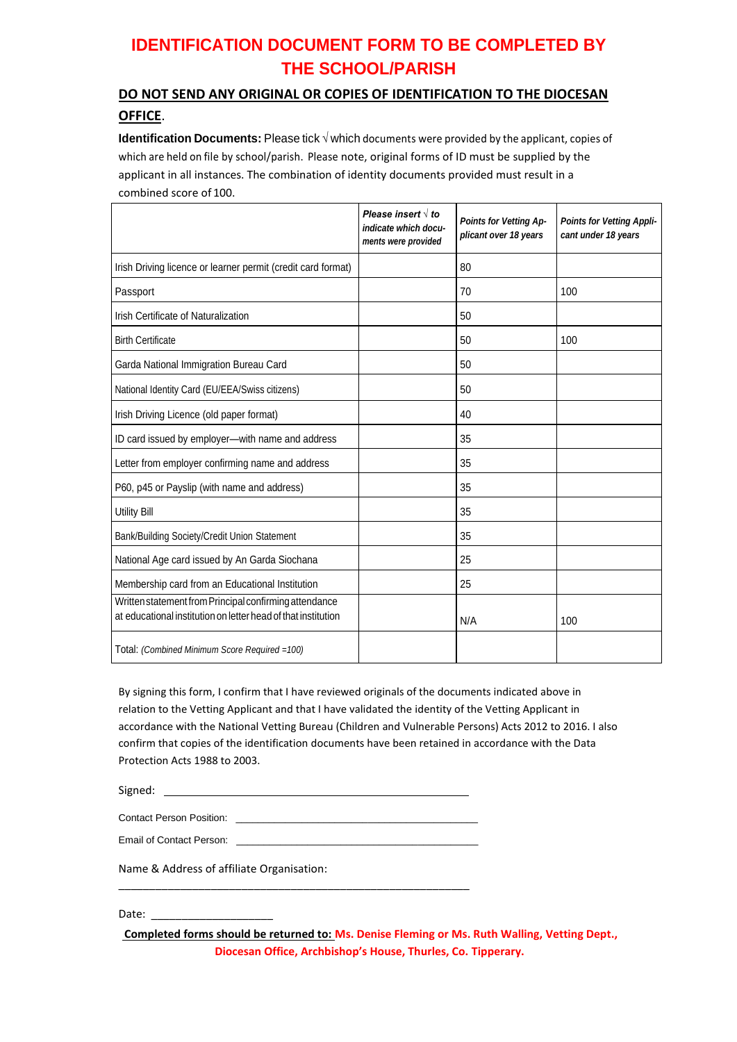# IDENTIFICATION DOCUMENT FORM TO BE COMPLETED BY THE SCHOOL/PARISH

**DO NOT SEND ANY ORIGINAL OR COPIES OF IDENTIFICATION TO THE DIOCESAN OFFICE**.

**Identification Documents:** Please tick √ which documents were provided by the applicant, copies of which are held on file by school/parish. Please note, original forms of ID must be supplied by the applicant in all instances. The combination of identity documents provided must result in a combined score of 100.

| | *Please insert √ to indicate which documents were provided* | *Points for Vetting Applicant over 18 years* | *Points for Vetting Applicant under 18 years* |
|---|---|---|---|
| Irish Driving licence or learner permit (credit card format) | | 80 | |
| Passport | | 70 | 100 |
| Irish Certificate of Naturalization | | 50 | |
| Birth Certificate | | 50 | 100 |
| Garda National Immigration Bureau Card | | 50 | |
| National Identity Card (EU/EEA/Swiss citizens) | | 50 | |
| Irish Driving Licence (old paper format) | | 40 | |
| ID card issued by employer—with name and address | | 35 | |
| Letter from employer confirming name and address | | 35 | |
| P60, p45 or Payslip (with name and address) | | 35 | |
| Utility Bill | | 35 | |
| Bank/Building Society/Credit Union Statement | | 35 | |
| National Age card issued by An Garda Siochana | | 25 | |
| Membership card from an Educational Institution | | 25 | |
| Written statement from Principal confirming attendance at educational institution on letter head of that institution | | N/A | 100 |
| Total: *(Combined Minimum Score Required =100)* | | | |

By signing this form, I confirm that I have reviewed originals of the documents indicated above in relation to the Vetting Applicant and that I have validated the identity of the Vetting Applicant in accordance with the National Vetting Bureau (Children and Vulnerable Persons) Acts 2012 to 2016. I also confirm that copies of the identification documents have been retained in accordance with the Data Protection Acts 1988 to 2003.

Signed: ______________________________________________

Contact Person Position: ______________________________________

Email of Contact Person: ______________________________________

Name & Address of affiliate Organisation:

___________________________________________________________

Date: ____________________

**Completed forms should be returned to: Ms. Denise Fleming or Ms. Ruth Walling, Vetting Dept., Diocesan Office, Archbishop's House, Thurles, Co. Tipperary.**